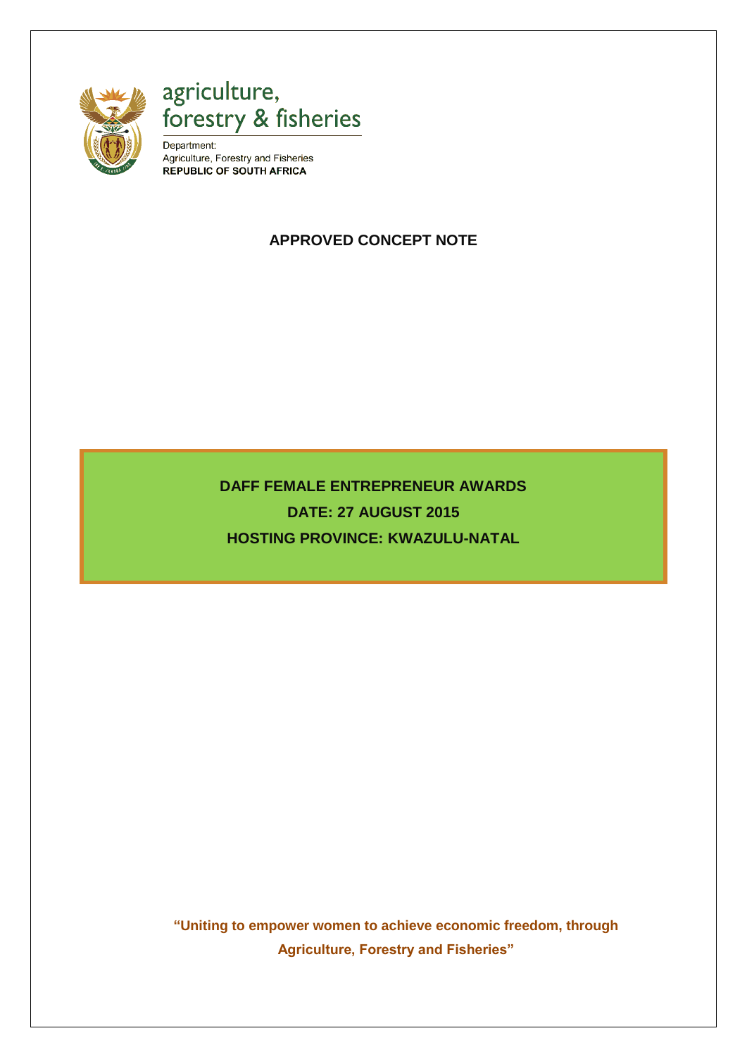agriculture, forestry & fisheries

Department:
Agriculture, Forestry and Fisheries
**REPUBLIC OF SOUTH AFRICA**

# APPROVED CONCEPT NOTE

**DAFF FEMALE ENTREPRENEUR AWARDS**

**DATE: 27 AUGUST 2015**

**HOSTING PROVINCE: KWAZULU-NATAL**

**"Uniting to empower women to achieve economic freedom, through Agriculture, Forestry and Fisheries"**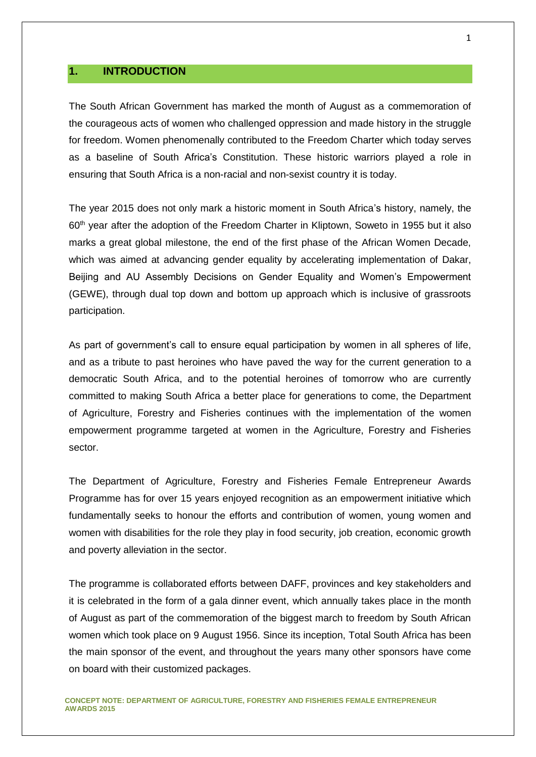## 1. INTRODUCTION

The South African Government has marked the month of August as a commemoration of the courageous acts of women who challenged oppression and made history in the struggle for freedom. Women phenomenally contributed to the Freedom Charter which today serves as a baseline of South Africa's Constitution. These historic warriors played a role in ensuring that South Africa is a non-racial and non-sexist country it is today.

The year 2015 does not only mark a historic moment in South Africa's history, namely, the 60th year after the adoption of the Freedom Charter in Kliptown, Soweto in 1955 but it also marks a great global milestone, the end of the first phase of the African Women Decade, which was aimed at advancing gender equality by accelerating implementation of Dakar, Beijing and AU Assembly Decisions on Gender Equality and Women's Empowerment (GEWE), through dual top down and bottom up approach which is inclusive of grassroots participation.

As part of government's call to ensure equal participation by women in all spheres of life, and as a tribute to past heroines who have paved the way for the current generation to a democratic South Africa, and to the potential heroines of tomorrow who are currently committed to making South Africa a better place for generations to come, the Department of Agriculture, Forestry and Fisheries continues with the implementation of the women empowerment programme targeted at women in the Agriculture, Forestry and Fisheries sector.

The Department of Agriculture, Forestry and Fisheries Female Entrepreneur Awards Programme has for over 15 years enjoyed recognition as an empowerment initiative which fundamentally seeks to honour the efforts and contribution of women, young women and women with disabilities for the role they play in food security, job creation, economic growth and poverty alleviation in the sector.

The programme is collaborated efforts between DAFF, provinces and key stakeholders and it is celebrated in the form of a gala dinner event, which annually takes place in the month of August as part of the commemoration of the biggest march to freedom by South African women which took place on 9 August 1956. Since its inception, Total South Africa has been the main sponsor of the event, and throughout the years many other sponsors have come on board with their customized packages.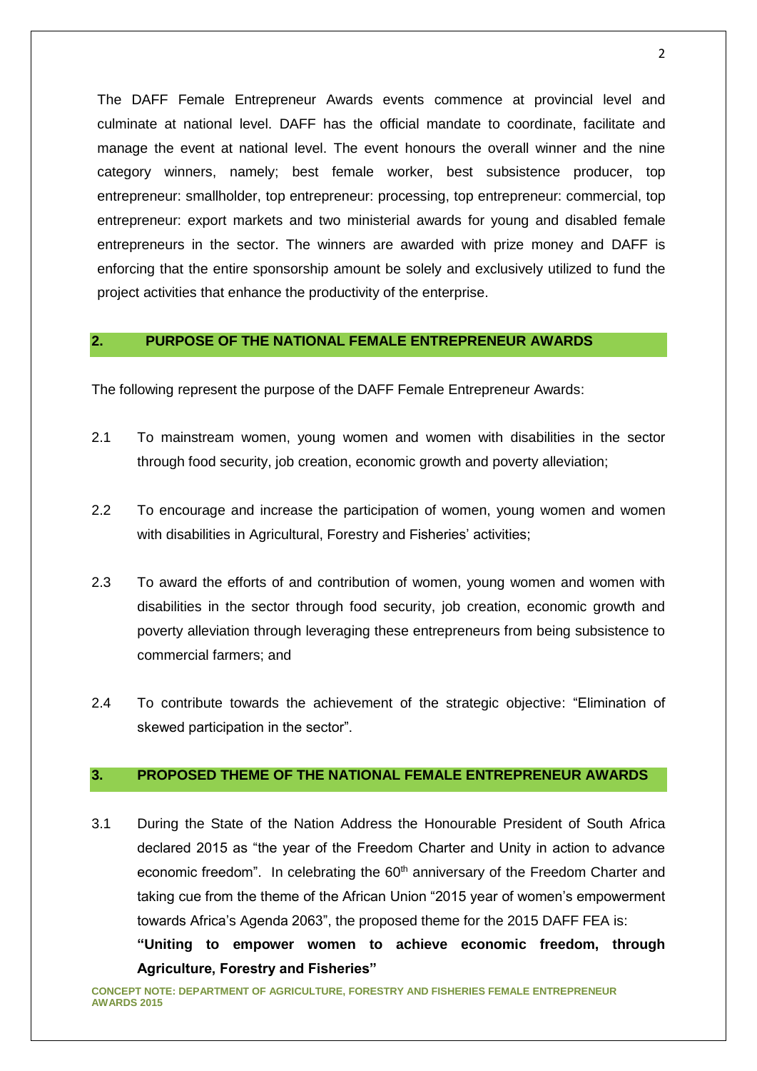The DAFF Female Entrepreneur Awards events commence at provincial level and culminate at national level. DAFF has the official mandate to coordinate, facilitate and manage the event at national level. The event honours the overall winner and the nine category winners, namely; best female worker, best subsistence producer, top entrepreneur: smallholder, top entrepreneur: processing, top entrepreneur: commercial, top entrepreneur: export markets and two ministerial awards for young and disabled female entrepreneurs in the sector. The winners are awarded with prize money and DAFF is enforcing that the entire sponsorship amount be solely and exclusively utilized to fund the project activities that enhance the productivity of the enterprise.

## 2. PURPOSE OF THE NATIONAL FEMALE ENTREPRENEUR AWARDS

The following represent the purpose of the DAFF Female Entrepreneur Awards:

2.1 To mainstream women, young women and women with disabilities in the sector through food security, job creation, economic growth and poverty alleviation;

2.2 To encourage and increase the participation of women, young women and women with disabilities in Agricultural, Forestry and Fisheries' activities;

2.3 To award the efforts of and contribution of women, young women and women with disabilities in the sector through food security, job creation, economic growth and poverty alleviation through leveraging these entrepreneurs from being subsistence to commercial farmers; and

2.4 To contribute towards the achievement of the strategic objective: "Elimination of skewed participation in the sector".

## 3. PROPOSED THEME OF THE NATIONAL FEMALE ENTREPRENEUR AWARDS

3.1 During the State of the Nation Address the Honourable President of South Africa declared 2015 as "the year of the Freedom Charter and Unity in action to advance economic freedom". In celebrating the 60th anniversary of the Freedom Charter and taking cue from the theme of the African Union "2015 year of women's empowerment towards Africa's Agenda 2063", the proposed theme for the 2015 DAFF FEA is:
**"Uniting to empower women to achieve economic freedom, through Agriculture, Forestry and Fisheries"**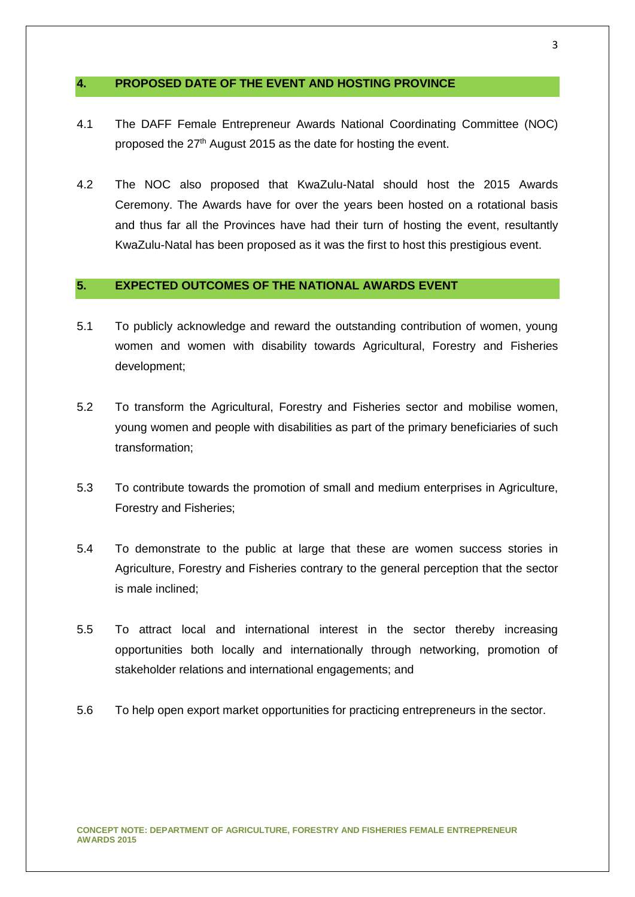## 4. PROPOSED DATE OF THE EVENT AND HOSTING PROVINCE

4.1 The DAFF Female Entrepreneur Awards National Coordinating Committee (NOC) proposed the 27th August 2015 as the date for hosting the event.

4.2 The NOC also proposed that KwaZulu-Natal should host the 2015 Awards Ceremony. The Awards have for over the years been hosted on a rotational basis and thus far all the Provinces have had their turn of hosting the event, resultantly KwaZulu-Natal has been proposed as it was the first to host this prestigious event.

## 5. EXPECTED OUTCOMES OF THE NATIONAL AWARDS EVENT

5.1 To publicly acknowledge and reward the outstanding contribution of women, young women and women with disability towards Agricultural, Forestry and Fisheries development;

5.2 To transform the Agricultural, Forestry and Fisheries sector and mobilise women, young women and people with disabilities as part of the primary beneficiaries of such transformation;

5.3 To contribute towards the promotion of small and medium enterprises in Agriculture, Forestry and Fisheries;

5.4 To demonstrate to the public at large that these are women success stories in Agriculture, Forestry and Fisheries contrary to the general perception that the sector is male inclined;

5.5 To attract local and international interest in the sector thereby increasing opportunities both locally and internationally through networking, promotion of stakeholder relations and international engagements; and

5.6 To help open export market opportunities for practicing entrepreneurs in the sector.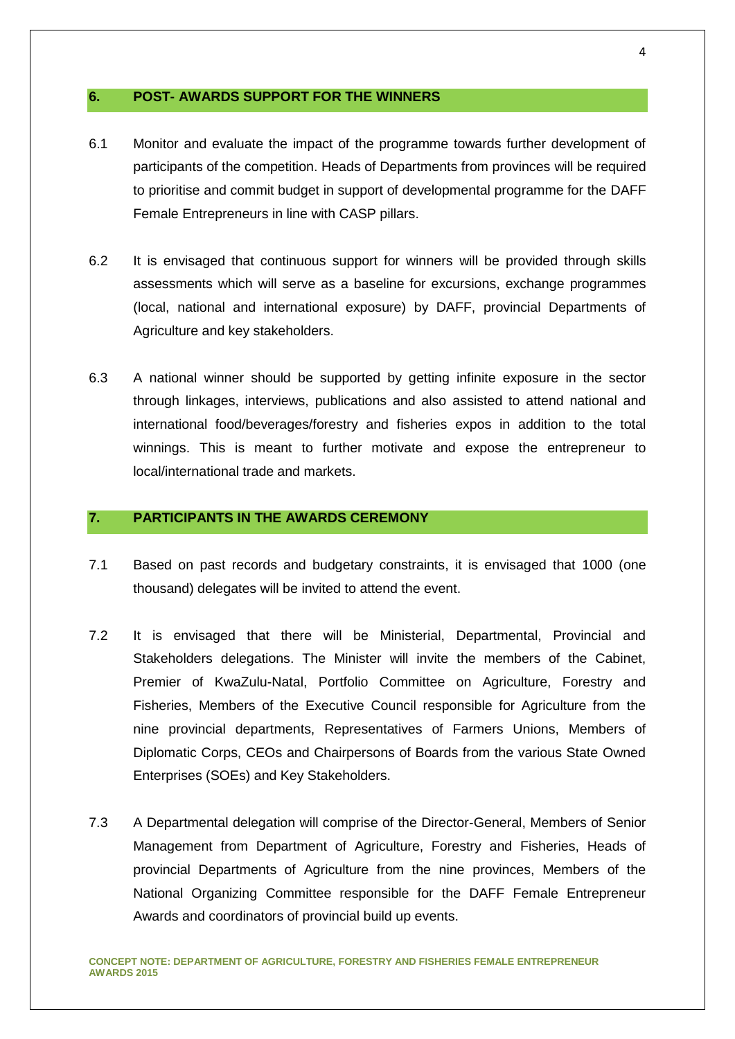## 6. POST- AWARDS SUPPORT FOR THE WINNERS

6.1 Monitor and evaluate the impact of the programme towards further development of participants of the competition. Heads of Departments from provinces will be required to prioritise and commit budget in support of developmental programme for the DAFF Female Entrepreneurs in line with CASP pillars.

6.2 It is envisaged that continuous support for winners will be provided through skills assessments which will serve as a baseline for excursions, exchange programmes (local, national and international exposure) by DAFF, provincial Departments of Agriculture and key stakeholders.

6.3 A national winner should be supported by getting infinite exposure in the sector through linkages, interviews, publications and also assisted to attend national and international food/beverages/forestry and fisheries expos in addition to the total winnings. This is meant to further motivate and expose the entrepreneur to local/international trade and markets.

## 7. PARTICIPANTS IN THE AWARDS CEREMONY

7.1 Based on past records and budgetary constraints, it is envisaged that 1000 (one thousand) delegates will be invited to attend the event.

7.2 It is envisaged that there will be Ministerial, Departmental, Provincial and Stakeholders delegations. The Minister will invite the members of the Cabinet, Premier of KwaZulu-Natal, Portfolio Committee on Agriculture, Forestry and Fisheries, Members of the Executive Council responsible for Agriculture from the nine provincial departments, Representatives of Farmers Unions, Members of Diplomatic Corps, CEOs and Chairpersons of Boards from the various State Owned Enterprises (SOEs) and Key Stakeholders.

7.3 A Departmental delegation will comprise of the Director-General, Members of Senior Management from Department of Agriculture, Forestry and Fisheries, Heads of provincial Departments of Agriculture from the nine provinces, Members of the National Organizing Committee responsible for the DAFF Female Entrepreneur Awards and coordinators of provincial build up events.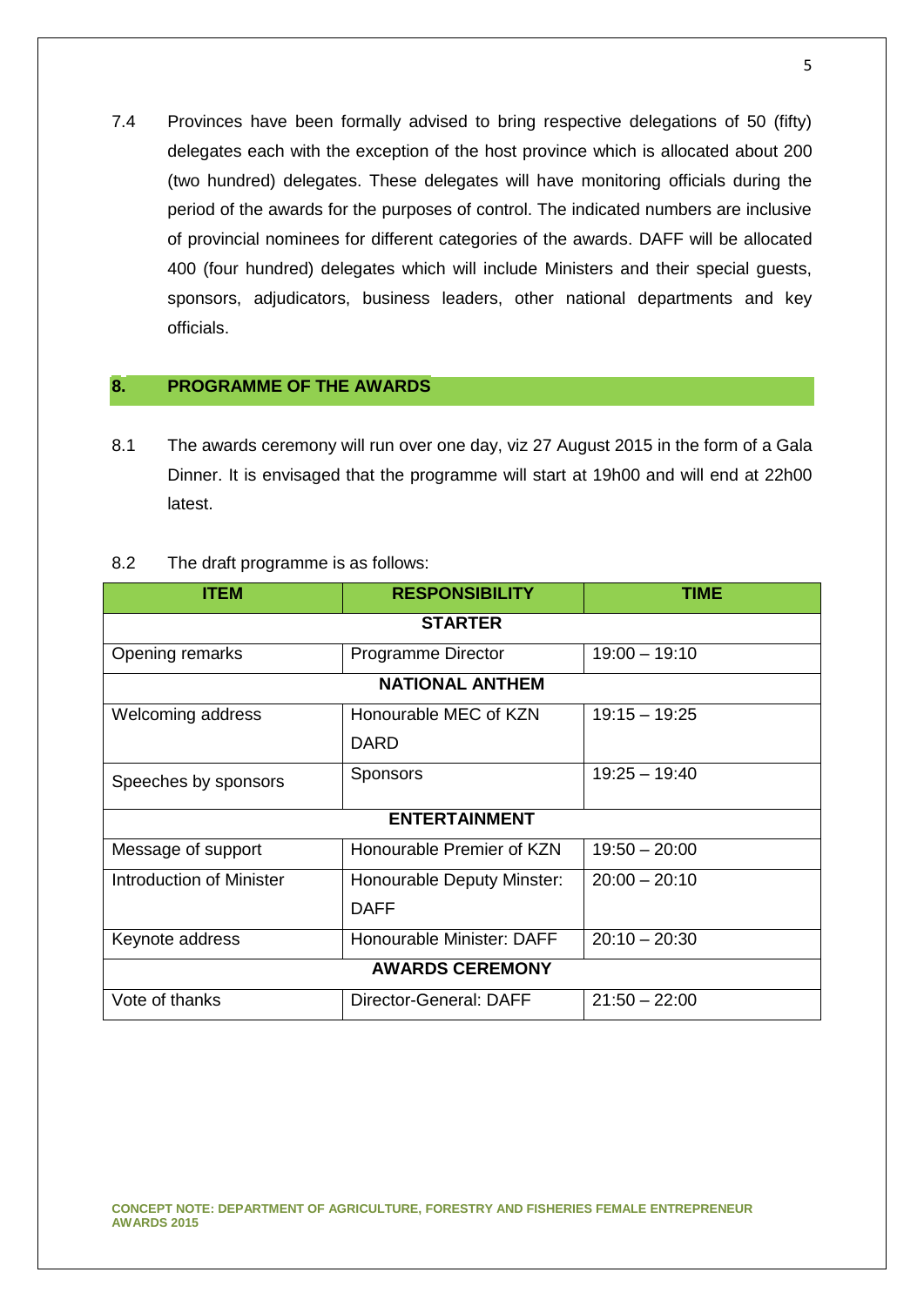7.4 Provinces have been formally advised to bring respective delegations of 50 (fifty) delegates each with the exception of the host province which is allocated about 200 (two hundred) delegates. These delegates will have monitoring officials during the period of the awards for the purposes of control. The indicated numbers are inclusive of provincial nominees for different categories of the awards. DAFF will be allocated 400 (four hundred) delegates which will include Ministers and their special guests, sponsors, adjudicators, business leaders, other national departments and key officials.

## 8. PROGRAMME OF THE AWARDS

8.1 The awards ceremony will run over one day, viz 27 August 2015 in the form of a Gala Dinner. It is envisaged that the programme will start at 19h00 and will end at 22h00 latest.

8.2 The draft programme is as follows:

| ITEM | RESPONSIBILITY | TIME |
|---|---|---|
| **STARTER** | | |
| Opening remarks | Programme Director | 19:00 – 19:10 |
| **NATIONAL ANTHEM** | | |
| Welcoming address | Honourable MEC of KZN DARD | 19:15 – 19:25 |
| Speeches by sponsors | Sponsors | 19:25 – 19:40 |
| **ENTERTAINMENT** | | |
| Message of support | Honourable Premier of KZN | 19:50 – 20:00 |
| Introduction of Minister | Honourable Deputy Minster: DAFF | 20:00 – 20:10 |
| Keynote address | Honourable Minister: DAFF | 20:10 – 20:30 |
| **AWARDS CEREMONY** | | |
| Vote of thanks | Director-General: DAFF | 21:50 – 22:00 |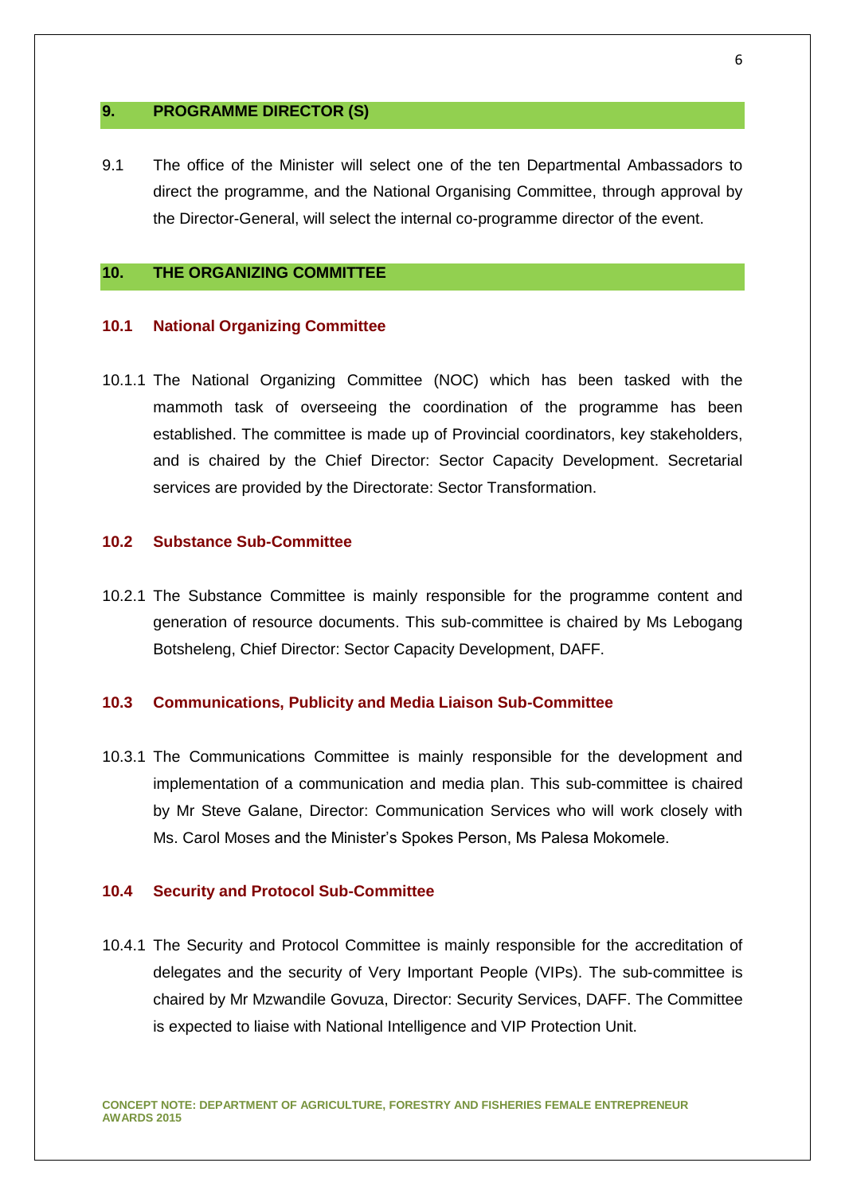## 9. PROGRAMME DIRECTOR (S)

9.1 The office of the Minister will select one of the ten Departmental Ambassadors to direct the programme, and the National Organising Committee, through approval by the Director-General, will select the internal co-programme director of the event.

## 10. THE ORGANIZING COMMITTEE

### 10.1 National Organizing Committee

10.1.1 The National Organizing Committee (NOC) which has been tasked with the mammoth task of overseeing the coordination of the programme has been established. The committee is made up of Provincial coordinators, key stakeholders, and is chaired by the Chief Director: Sector Capacity Development. Secretarial services are provided by the Directorate: Sector Transformation.

### 10.2 Substance Sub-Committee

10.2.1 The Substance Committee is mainly responsible for the programme content and generation of resource documents. This sub-committee is chaired by Ms Lebogang Botsheleng, Chief Director: Sector Capacity Development, DAFF.

### 10.3 Communications, Publicity and Media Liaison Sub-Committee

10.3.1 The Communications Committee is mainly responsible for the development and implementation of a communication and media plan. This sub-committee is chaired by Mr Steve Galane, Director: Communication Services who will work closely with Ms. Carol Moses and the Minister's Spokes Person, Ms Palesa Mokomele.

### 10.4 Security and Protocol Sub-Committee

10.4.1 The Security and Protocol Committee is mainly responsible for the accreditation of delegates and the security of Very Important People (VIPs). The sub-committee is chaired by Mr Mzwandile Govuza, Director: Security Services, DAFF. The Committee is expected to liaise with National Intelligence and VIP Protection Unit.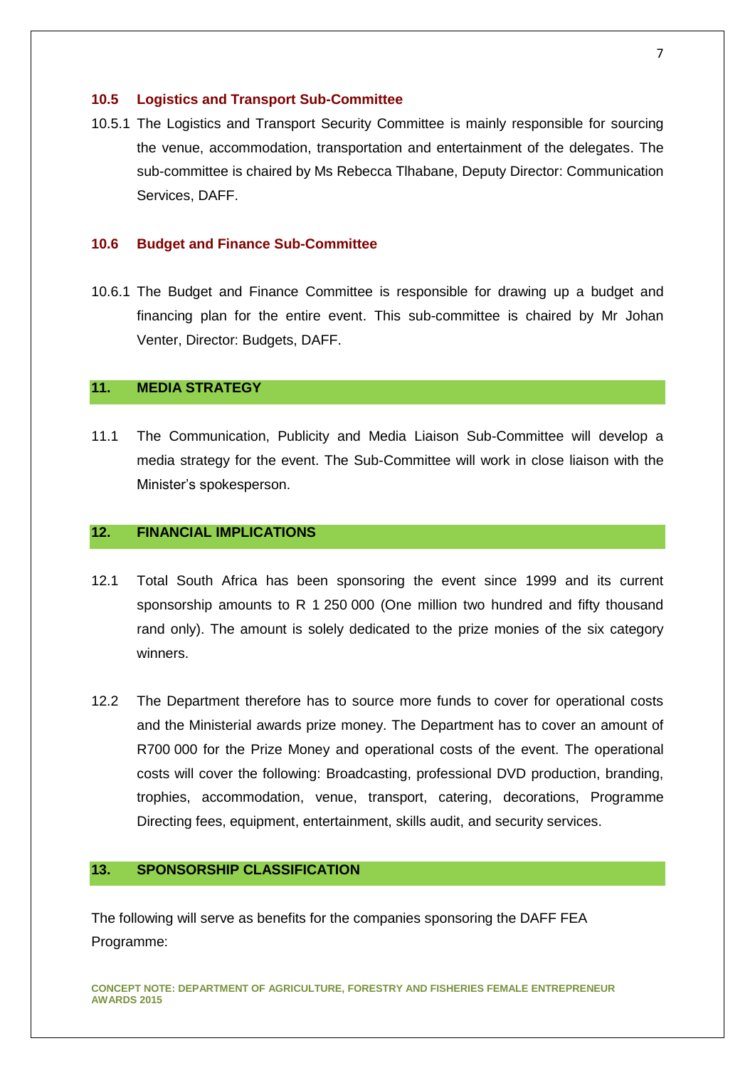### 10.5 Logistics and Transport Sub-Committee

10.5.1 The Logistics and Transport Security Committee is mainly responsible for sourcing the venue, accommodation, transportation and entertainment of the delegates. The sub-committee is chaired by Ms Rebecca Tlhabane, Deputy Director: Communication Services, DAFF.

### 10.6 Budget and Finance Sub-Committee

10.6.1 The Budget and Finance Committee is responsible for drawing up a budget and financing plan for the entire event. This sub-committee is chaired by Mr Johan Venter, Director: Budgets, DAFF.

## 11. MEDIA STRATEGY

11.1 The Communication, Publicity and Media Liaison Sub-Committee will develop a media strategy for the event. The Sub-Committee will work in close liaison with the Minister's spokesperson.

## 12. FINANCIAL IMPLICATIONS

12.1 Total South Africa has been sponsoring the event since 1999 and its current sponsorship amounts to R 1 250 000 (One million two hundred and fifty thousand rand only). The amount is solely dedicated to the prize monies of the six category winners.

12.2 The Department therefore has to source more funds to cover for operational costs and the Ministerial awards prize money. The Department has to cover an amount of R700 000 for the Prize Money and operational costs of the event. The operational costs will cover the following: Broadcasting, professional DVD production, branding, trophies, accommodation, venue, transport, catering, decorations, Programme Directing fees, equipment, entertainment, skills audit, and security services.

## 13. SPONSORSHIP CLASSIFICATION

The following will serve as benefits for the companies sponsoring the DAFF FEA Programme: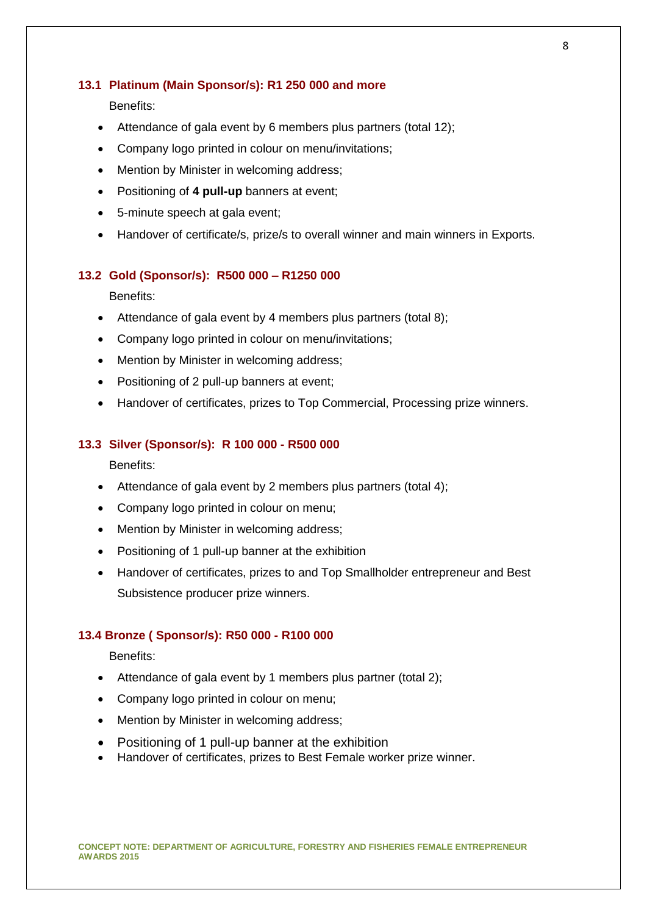### 13.1 Platinum (Main Sponsor/s): R1 250 000 and more

Benefits:

- Attendance of gala event by 6 members plus partners (total 12);
- Company logo printed in colour on menu/invitations;
- Mention by Minister in welcoming address;
- Positioning of **4 pull-up** banners at event;
- 5-minute speech at gala event;
- Handover of certificate/s, prize/s to overall winner and main winners in Exports.

### 13.2 Gold (Sponsor/s): R500 000 – R1250 000

Benefits:

- Attendance of gala event by 4 members plus partners (total 8);
- Company logo printed in colour on menu/invitations;
- Mention by Minister in welcoming address;
- Positioning of 2 pull-up banners at event;
- Handover of certificates, prizes to Top Commercial, Processing prize winners.

### 13.3 Silver (Sponsor/s): R 100 000 - R500 000

Benefits:

- Attendance of gala event by 2 members plus partners (total 4);
- Company logo printed in colour on menu;
- Mention by Minister in welcoming address;
- Positioning of 1 pull-up banner at the exhibition
- Handover of certificates, prizes to and Top Smallholder entrepreneur and Best Subsistence producer prize winners.

### 13.4 Bronze ( Sponsor/s): R50 000 - R100 000

Benefits:

- Attendance of gala event by 1 members plus partner (total 2);
- Company logo printed in colour on menu;
- Mention by Minister in welcoming address;
- Positioning of 1 pull-up banner at the exhibition
- Handover of certificates, prizes to Best Female worker prize winner.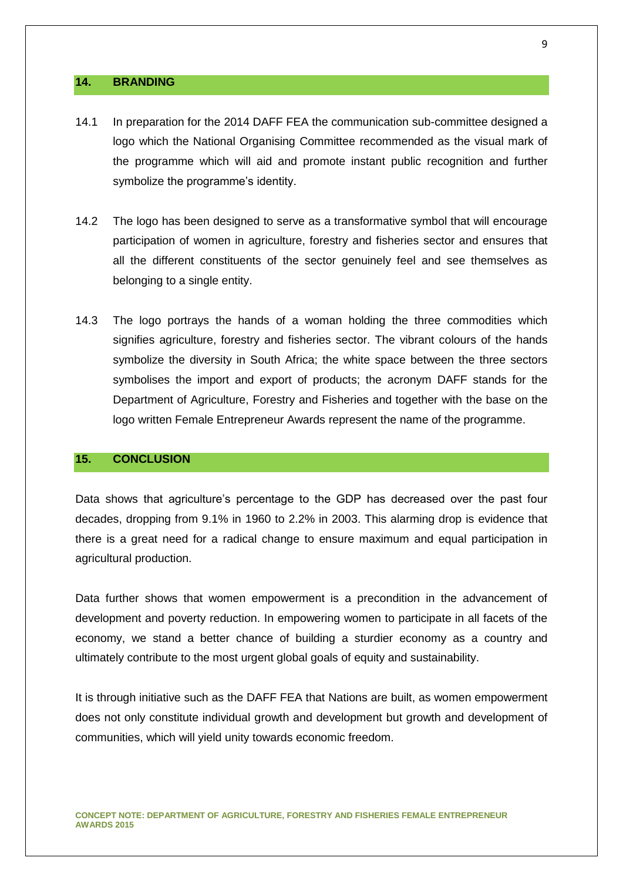## 14. BRANDING

14.1 In preparation for the 2014 DAFF FEA the communication sub-committee designed a logo which the National Organising Committee recommended as the visual mark of the programme which will aid and promote instant public recognition and further symbolize the programme's identity.

14.2 The logo has been designed to serve as a transformative symbol that will encourage participation of women in agriculture, forestry and fisheries sector and ensures that all the different constituents of the sector genuinely feel and see themselves as belonging to a single entity.

14.3 The logo portrays the hands of a woman holding the three commodities which signifies agriculture, forestry and fisheries sector. The vibrant colours of the hands symbolize the diversity in South Africa; the white space between the three sectors symbolises the import and export of products; the acronym DAFF stands for the Department of Agriculture, Forestry and Fisheries and together with the base on the logo written Female Entrepreneur Awards represent the name of the programme.

## 15. CONCLUSION

Data shows that agriculture's percentage to the GDP has decreased over the past four decades, dropping from 9.1% in 1960 to 2.2% in 2003. This alarming drop is evidence that there is a great need for a radical change to ensure maximum and equal participation in agricultural production.

Data further shows that women empowerment is a precondition in the advancement of development and poverty reduction. In empowering women to participate in all facets of the economy, we stand a better chance of building a sturdier economy as a country and ultimately contribute to the most urgent global goals of equity and sustainability.

It is through initiative such as the DAFF FEA that Nations are built, as women empowerment does not only constitute individual growth and development but growth and development of communities, which will yield unity towards economic freedom.